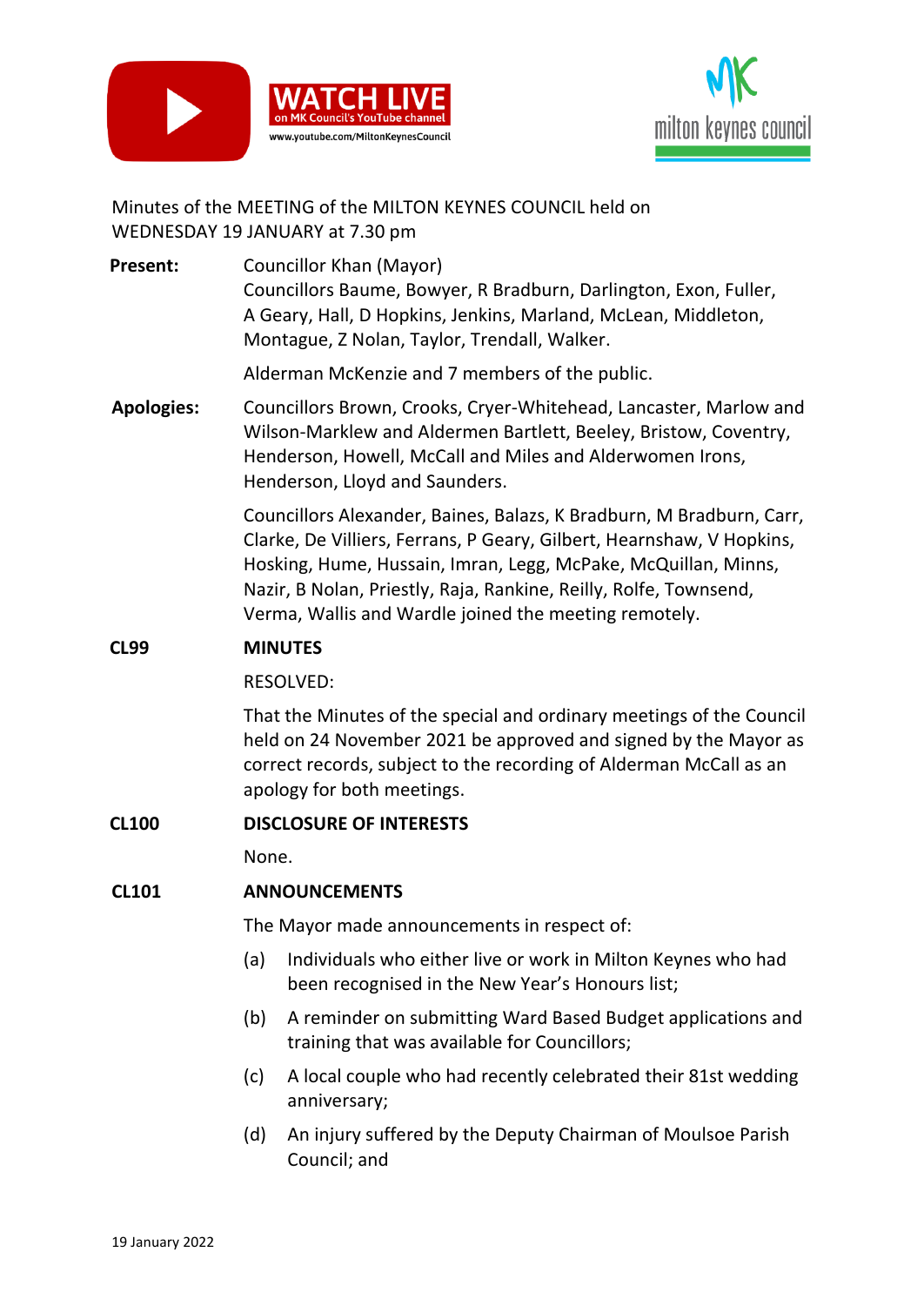Minutes of the MEETING of the MILTON KEYNES COUNCIL held on WEDNESDAY 19 JANUARY at 7.30 pm

**Present:** Councillor Khan (Mayor)
Councillors Baume, Bowyer, R Bradburn, Darlington, Exon, Fuller, A Geary, Hall, D Hopkins, Jenkins, Marland, McLean, Middleton, Montague, Z Nolan, Taylor, Trendall, Walker.

Alderman McKenzie and 7 members of the public.

**Apologies:** Councillors Brown, Crooks, Cryer-Whitehead, Lancaster, Marlow and Wilson-Marklew and Aldermen Bartlett, Beeley, Bristow, Coventry, Henderson, Howell, McCall and Miles and Alderwomen Irons, Henderson, Lloyd and Saunders.

Councillors Alexander, Baines, Balazs, K Bradburn, M Bradburn, Carr, Clarke, De Villiers, Ferrans, P Geary, Gilbert, Hearnshaw, V Hopkins, Hosking, Hume, Hussain, Imran, Legg, McPake, McQuillan, Minns, Nazir, B Nolan, Priestly, Raja, Rankine, Reilly, Rolfe, Townsend, Verma, Wallis and Wardle joined the meeting remotely.

**CL99 MINUTES**

RESOLVED:

That the Minutes of the special and ordinary meetings of the Council held on 24 November 2021 be approved and signed by the Mayor as correct records, subject to the recording of Alderman McCall as an apology for both meetings.

**CL100 DISCLOSURE OF INTERESTS**

None.

**CL101 ANNOUNCEMENTS**

The Mayor made announcements in respect of:

(a) Individuals who either live or work in Milton Keynes who had been recognised in the New Year's Honours list;

(b) A reminder on submitting Ward Based Budget applications and training that was available for Councillors;

(c) A local couple who had recently celebrated their 81st wedding anniversary;

(d) An injury suffered by the Deputy Chairman of Moulsoe Parish Council; and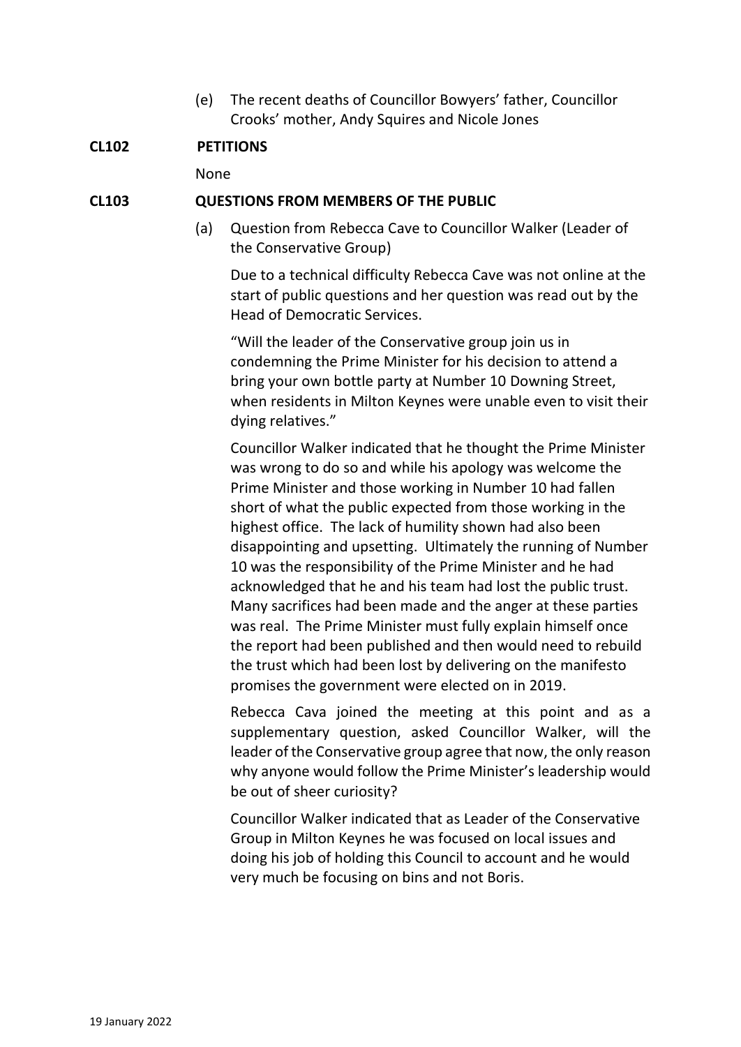(e) The recent deaths of Councillor Bowyers' father, Councillor Crooks' mother, Andy Squires and Nicole Jones

**CL102 PETITIONS**

None

**CL103 QUESTIONS FROM MEMBERS OF THE PUBLIC**

(a) Question from Rebecca Cave to Councillor Walker (Leader of the Conservative Group)

Due to a technical difficulty Rebecca Cave was not online at the start of public questions and her question was read out by the Head of Democratic Services.

"Will the leader of the Conservative group join us in condemning the Prime Minister for his decision to attend a bring your own bottle party at Number 10 Downing Street, when residents in Milton Keynes were unable even to visit their dying relatives."

Councillor Walker indicated that he thought the Prime Minister was wrong to do so and while his apology was welcome the Prime Minister and those working in Number 10 had fallen short of what the public expected from those working in the highest office. The lack of humility shown had also been disappointing and upsetting. Ultimately the running of Number 10 was the responsibility of the Prime Minister and he had acknowledged that he and his team had lost the public trust. Many sacrifices had been made and the anger at these parties was real. The Prime Minister must fully explain himself once the report had been published and then would need to rebuild the trust which had been lost by delivering on the manifesto promises the government were elected on in 2019.

Rebecca Cava joined the meeting at this point and as a supplementary question, asked Councillor Walker, will the leader of the Conservative group agree that now, the only reason why anyone would follow the Prime Minister's leadership would be out of sheer curiosity?

Councillor Walker indicated that as Leader of the Conservative Group in Milton Keynes he was focused on local issues and doing his job of holding this Council to account and he would very much be focusing on bins and not Boris.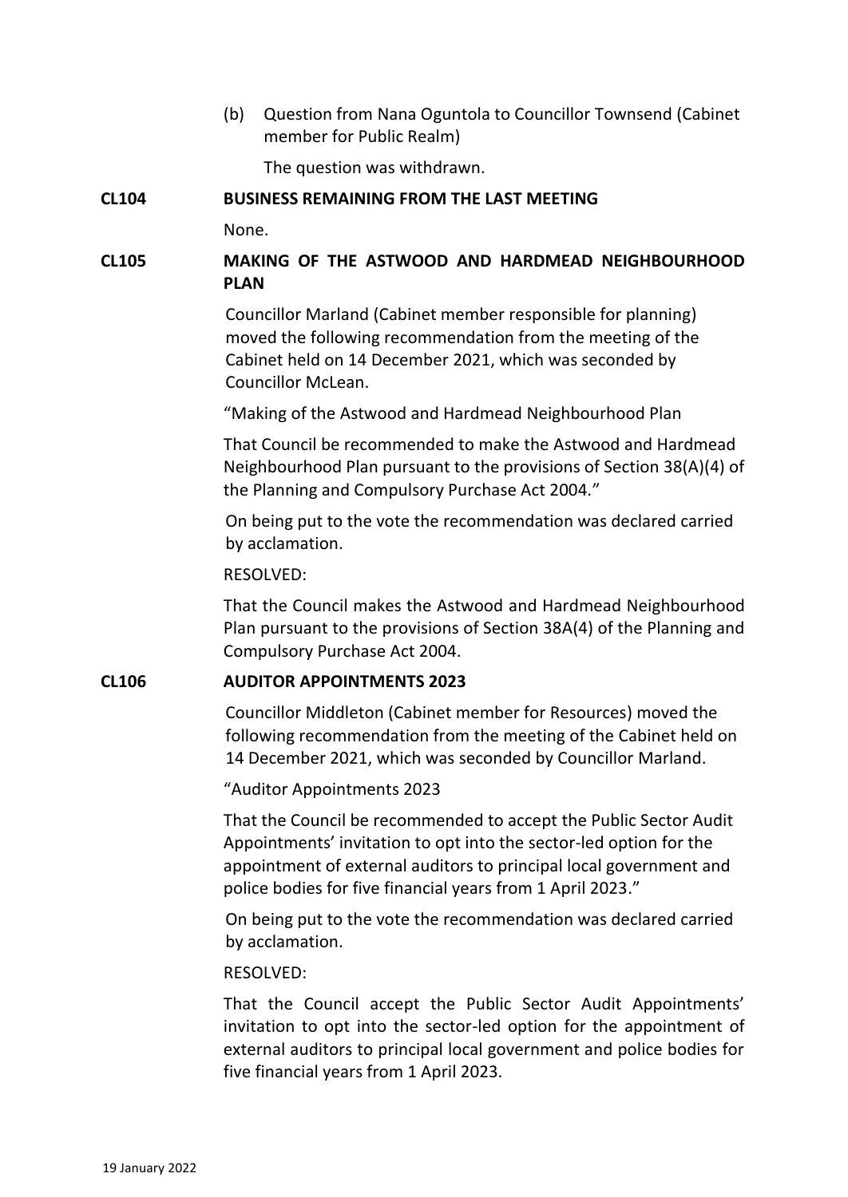(b) Question from Nana Oguntola to Councillor Townsend (Cabinet member for Public Realm)

The question was withdrawn.

**CL104 BUSINESS REMAINING FROM THE LAST MEETING**

None.

**CL105 MAKING OF THE ASTWOOD AND HARDMEAD NEIGHBOURHOOD PLAN**

Councillor Marland (Cabinet member responsible for planning) moved the following recommendation from the meeting of the Cabinet held on 14 December 2021, which was seconded by Councillor McLean.

"Making of the Astwood and Hardmead Neighbourhood Plan

That Council be recommended to make the Astwood and Hardmead Neighbourhood Plan pursuant to the provisions of Section 38(A)(4) of the Planning and Compulsory Purchase Act 2004."

On being put to the vote the recommendation was declared carried by acclamation.

RESOLVED:

That the Council makes the Astwood and Hardmead Neighbourhood Plan pursuant to the provisions of Section 38A(4) of the Planning and Compulsory Purchase Act 2004.

**CL106 AUDITOR APPOINTMENTS 2023**

Councillor Middleton (Cabinet member for Resources) moved the following recommendation from the meeting of the Cabinet held on 14 December 2021, which was seconded by Councillor Marland.

"Auditor Appointments 2023

That the Council be recommended to accept the Public Sector Audit Appointments' invitation to opt into the sector-led option for the appointment of external auditors to principal local government and police bodies for five financial years from 1 April 2023."

On being put to the vote the recommendation was declared carried by acclamation.

RESOLVED:

That the Council accept the Public Sector Audit Appointments' invitation to opt into the sector-led option for the appointment of external auditors to principal local government and police bodies for five financial years from 1 April 2023.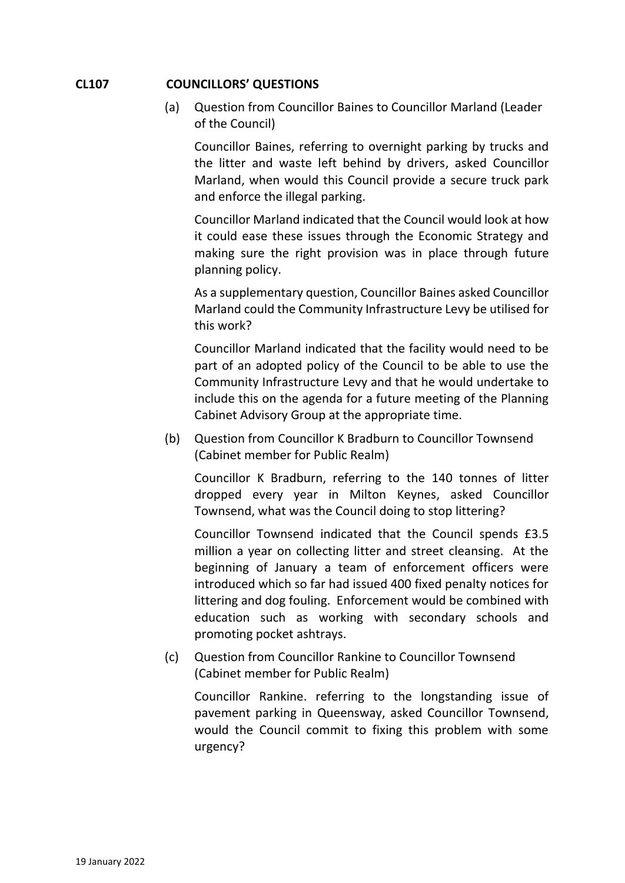## CL107 COUNCILLORS' QUESTIONS

(a) Question from Councillor Baines to Councillor Marland (Leader of the Council)

Councillor Baines, referring to overnight parking by trucks and the litter and waste left behind by drivers, asked Councillor Marland, when would this Council provide a secure truck park and enforce the illegal parking.

Councillor Marland indicated that the Council would look at how it could ease these issues through the Economic Strategy and making sure the right provision was in place through future planning policy.

As a supplementary question, Councillor Baines asked Councillor Marland could the Community Infrastructure Levy be utilised for this work?

Councillor Marland indicated that the facility would need to be part of an adopted policy of the Council to be able to use the Community Infrastructure Levy and that he would undertake to include this on the agenda for a future meeting of the Planning Cabinet Advisory Group at the appropriate time.

(b) Question from Councillor K Bradburn to Councillor Townsend (Cabinet member for Public Realm)

Councillor K Bradburn, referring to the 140 tonnes of litter dropped every year in Milton Keynes, asked Councillor Townsend, what was the Council doing to stop littering?

Councillor Townsend indicated that the Council spends £3.5 million a year on collecting litter and street cleansing. At the beginning of January a team of enforcement officers were introduced which so far had issued 400 fixed penalty notices for littering and dog fouling. Enforcement would be combined with education such as working with secondary schools and promoting pocket ashtrays.

(c) Question from Councillor Rankine to Councillor Townsend (Cabinet member for Public Realm)

Councillor Rankine. referring to the longstanding issue of pavement parking in Queensway, asked Councillor Townsend, would the Council commit to fixing this problem with some urgency?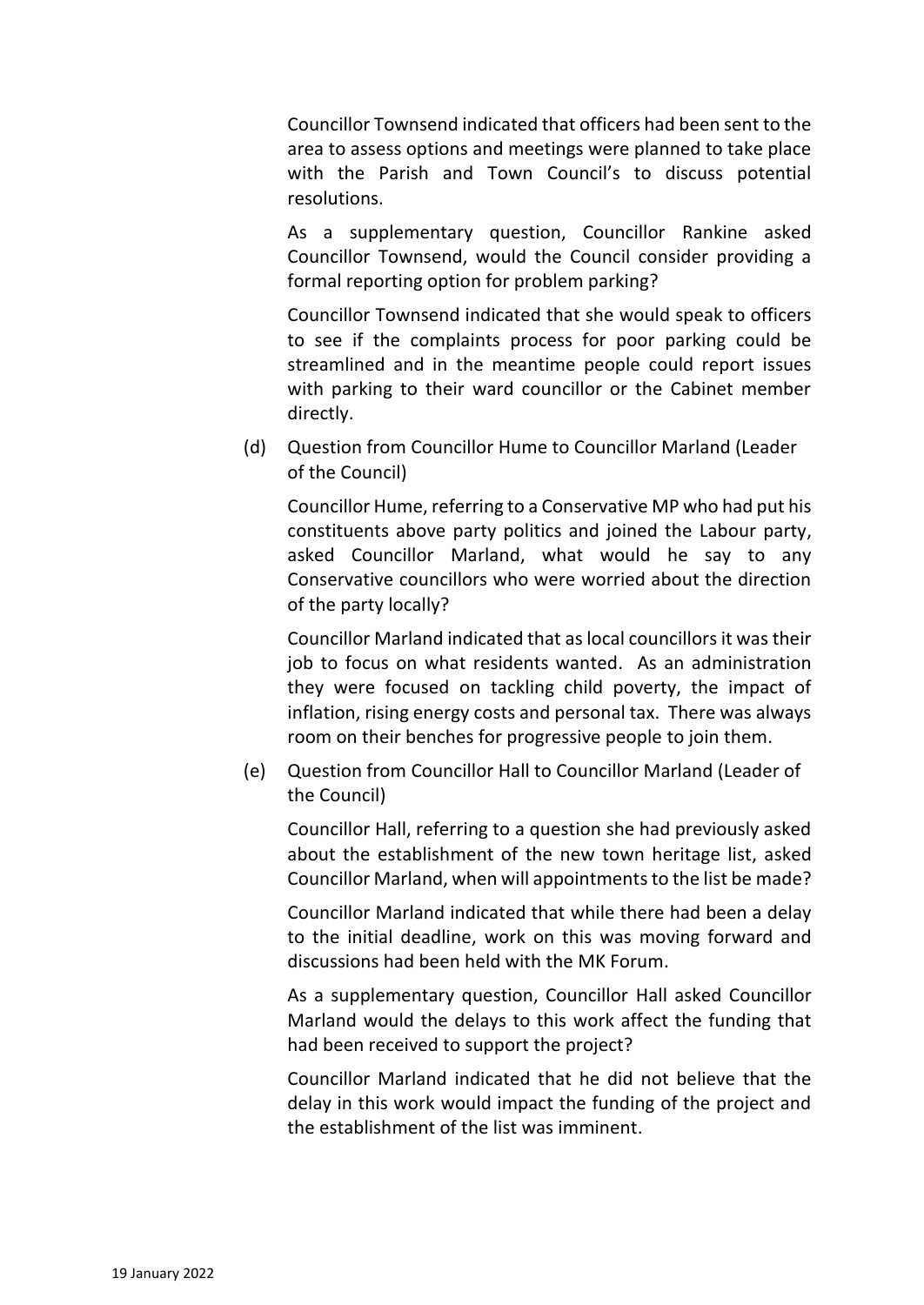Councillor Townsend indicated that officers had been sent to the area to assess options and meetings were planned to take place with the Parish and Town Council's to discuss potential resolutions.

As a supplementary question, Councillor Rankine asked Councillor Townsend, would the Council consider providing a formal reporting option for problem parking?

Councillor Townsend indicated that she would speak to officers to see if the complaints process for poor parking could be streamlined and in the meantime people could report issues with parking to their ward councillor or the Cabinet member directly.

(d) Question from Councillor Hume to Councillor Marland (Leader of the Council)

Councillor Hume, referring to a Conservative MP who had put his constituents above party politics and joined the Labour party, asked Councillor Marland, what would he say to any Conservative councillors who were worried about the direction of the party locally?

Councillor Marland indicated that as local councillors it was their job to focus on what residents wanted. As an administration they were focused on tackling child poverty, the impact of inflation, rising energy costs and personal tax. There was always room on their benches for progressive people to join them.

(e) Question from Councillor Hall to Councillor Marland (Leader of the Council)

Councillor Hall, referring to a question she had previously asked about the establishment of the new town heritage list, asked Councillor Marland, when will appointments to the list be made?

Councillor Marland indicated that while there had been a delay to the initial deadline, work on this was moving forward and discussions had been held with the MK Forum.

As a supplementary question, Councillor Hall asked Councillor Marland would the delays to this work affect the funding that had been received to support the project?

Councillor Marland indicated that he did not believe that the delay in this work would impact the funding of the project and the establishment of the list was imminent.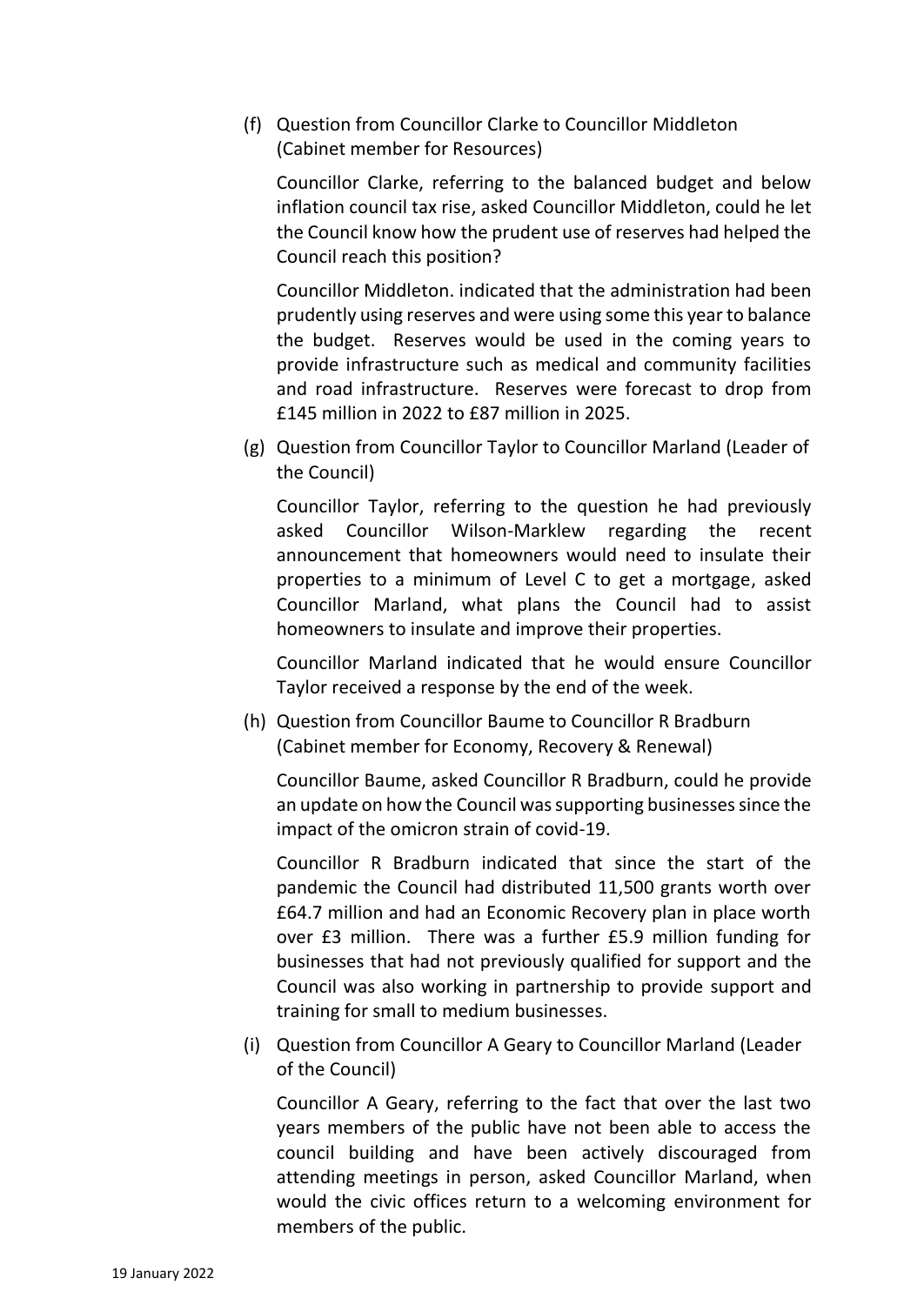(f) Question from Councillor Clarke to Councillor Middleton (Cabinet member for Resources)

Councillor Clarke, referring to the balanced budget and below inflation council tax rise, asked Councillor Middleton, could he let the Council know how the prudent use of reserves had helped the Council reach this position?

Councillor Middleton. indicated that the administration had been prudently using reserves and were using some this year to balance the budget. Reserves would be used in the coming years to provide infrastructure such as medical and community facilities and road infrastructure. Reserves were forecast to drop from £145 million in 2022 to £87 million in 2025.

(g) Question from Councillor Taylor to Councillor Marland (Leader of the Council)

Councillor Taylor, referring to the question he had previously asked Councillor Wilson-Marklew regarding the recent announcement that homeowners would need to insulate their properties to a minimum of Level C to get a mortgage, asked Councillor Marland, what plans the Council had to assist homeowners to insulate and improve their properties.

Councillor Marland indicated that he would ensure Councillor Taylor received a response by the end of the week.

(h) Question from Councillor Baume to Councillor R Bradburn (Cabinet member for Economy, Recovery & Renewal)

Councillor Baume, asked Councillor R Bradburn, could he provide an update on how the Council was supporting businesses since the impact of the omicron strain of covid-19.

Councillor R Bradburn indicated that since the start of the pandemic the Council had distributed 11,500 grants worth over £64.7 million and had an Economic Recovery plan in place worth over £3 million. There was a further £5.9 million funding for businesses that had not previously qualified for support and the Council was also working in partnership to provide support and training for small to medium businesses.

(i) Question from Councillor A Geary to Councillor Marland (Leader of the Council)

Councillor A Geary, referring to the fact that over the last two years members of the public have not been able to access the council building and have been actively discouraged from attending meetings in person, asked Councillor Marland, when would the civic offices return to a welcoming environment for members of the public.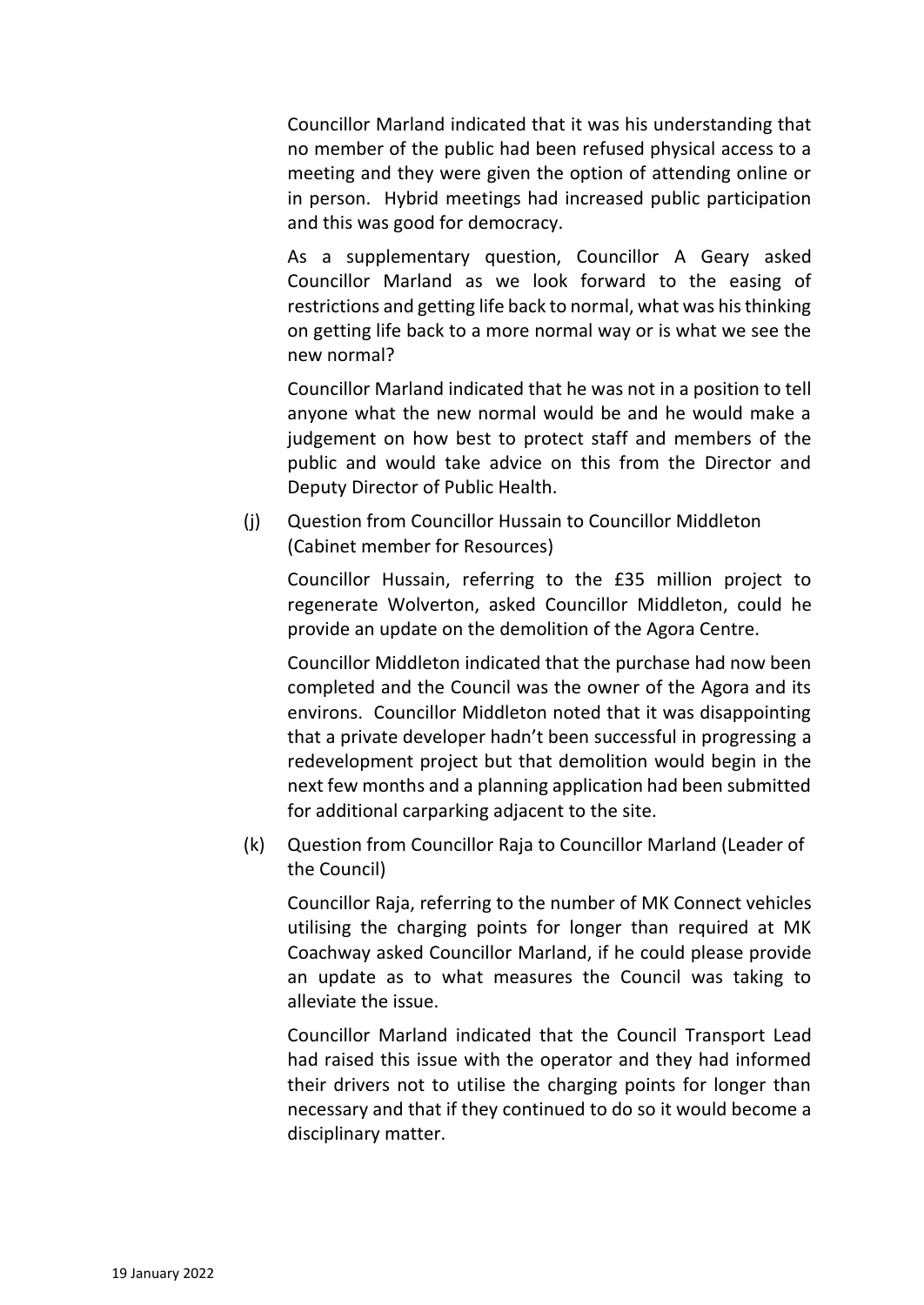Councillor Marland indicated that it was his understanding that no member of the public had been refused physical access to a meeting and they were given the option of attending online or in person. Hybrid meetings had increased public participation and this was good for democracy.

As a supplementary question, Councillor A Geary asked Councillor Marland as we look forward to the easing of restrictions and getting life back to normal, what was his thinking on getting life back to a more normal way or is what we see the new normal?

Councillor Marland indicated that he was not in a position to tell anyone what the new normal would be and he would make a judgement on how best to protect staff and members of the public and would take advice on this from the Director and Deputy Director of Public Health.

(j) Question from Councillor Hussain to Councillor Middleton (Cabinet member for Resources)

Councillor Hussain, referring to the £35 million project to regenerate Wolverton, asked Councillor Middleton, could he provide an update on the demolition of the Agora Centre.

Councillor Middleton indicated that the purchase had now been completed and the Council was the owner of the Agora and its environs. Councillor Middleton noted that it was disappointing that a private developer hadn't been successful in progressing a redevelopment project but that demolition would begin in the next few months and a planning application had been submitted for additional carparking adjacent to the site.

(k) Question from Councillor Raja to Councillor Marland (Leader of the Council)

Councillor Raja, referring to the number of MK Connect vehicles utilising the charging points for longer than required at MK Coachway asked Councillor Marland, if he could please provide an update as to what measures the Council was taking to alleviate the issue.

Councillor Marland indicated that the Council Transport Lead had raised this issue with the operator and they had informed their drivers not to utilise the charging points for longer than necessary and that if they continued to do so it would become a disciplinary matter.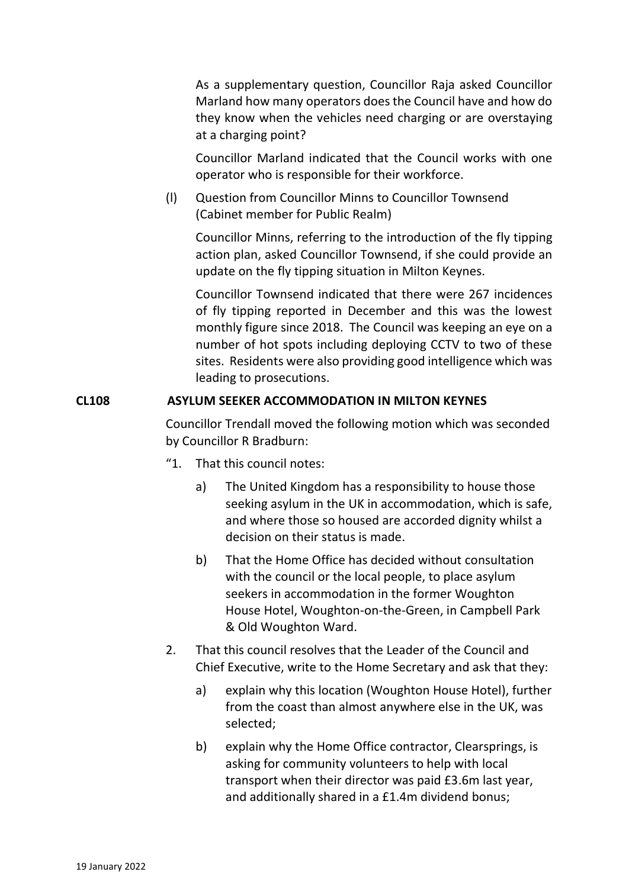As a supplementary question, Councillor Raja asked Councillor Marland how many operators does the Council have and how do they know when the vehicles need charging or are overstaying at a charging point?

Councillor Marland indicated that the Council works with one operator who is responsible for their workforce.

(l) Question from Councillor Minns to Councillor Townsend (Cabinet member for Public Realm)

Councillor Minns, referring to the introduction of the fly tipping action plan, asked Councillor Townsend, if she could provide an update on the fly tipping situation in Milton Keynes.

Councillor Townsend indicated that there were 267 incidences of fly tipping reported in December and this was the lowest monthly figure since 2018. The Council was keeping an eye on a number of hot spots including deploying CCTV to two of these sites. Residents were also providing good intelligence which was leading to prosecutions.

**CL108 ASYLUM SEEKER ACCOMMODATION IN MILTON KEYNES**

Councillor Trendall moved the following motion which was seconded by Councillor R Bradburn:

"1. That this council notes:

   a) The United Kingdom has a responsibility to house those seeking asylum in the UK in accommodation, which is safe, and where those so housed are accorded dignity whilst a decision on their status is made.

   b) That the Home Office has decided without consultation with the council or the local people, to place asylum seekers in accommodation in the former Woughton House Hotel, Woughton-on-the-Green, in Campbell Park & Old Woughton Ward.

2. That this council resolves that the Leader of the Council and Chief Executive, write to the Home Secretary and ask that they:

   a) explain why this location (Woughton House Hotel), further from the coast than almost anywhere else in the UK, was selected;

   b) explain why the Home Office contractor, Clearsprings, is asking for community volunteers to help with local transport when their director was paid £3.6m last year, and additionally shared in a £1.4m dividend bonus;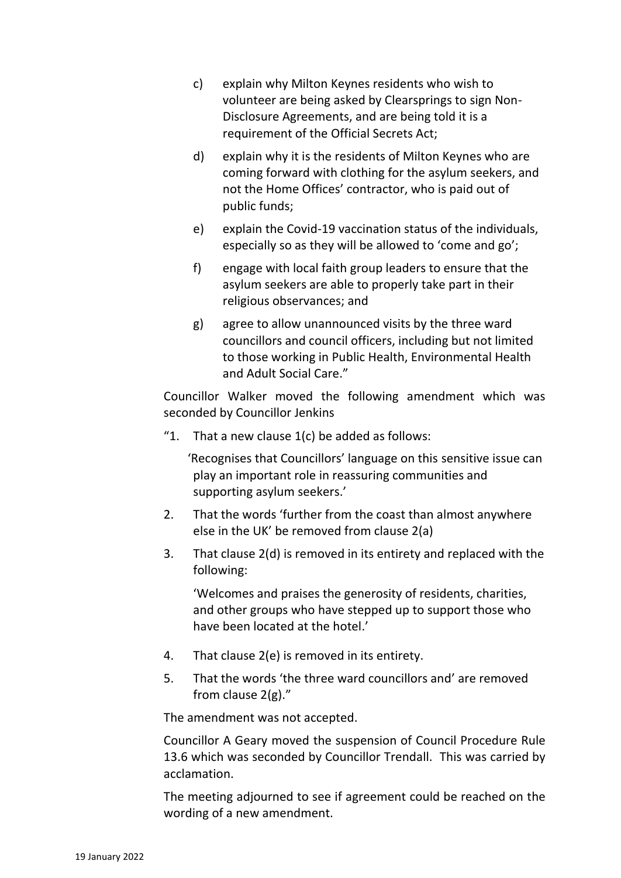c) explain why Milton Keynes residents who wish to volunteer are being asked by Clearsprings to sign Non-Disclosure Agreements, and are being told it is a requirement of the Official Secrets Act;

d) explain why it is the residents of Milton Keynes who are coming forward with clothing for the asylum seekers, and not the Home Offices' contractor, who is paid out of public funds;

e) explain the Covid-19 vaccination status of the individuals, especially so as they will be allowed to 'come and go';

f) engage with local faith group leaders to ensure that the asylum seekers are able to properly take part in their religious observances; and

g) agree to allow unannounced visits by the three ward councillors and council officers, including but not limited to those working in Public Health, Environmental Health and Adult Social Care."

Councillor Walker moved the following amendment which was seconded by Councillor Jenkins

"1. That a new clause 1(c) be added as follows:

'Recognises that Councillors' language on this sensitive issue can play an important role in reassuring communities and supporting asylum seekers.'

2. That the words 'further from the coast than almost anywhere else in the UK' be removed from clause 2(a)

3. That clause 2(d) is removed in its entirety and replaced with the following:

'Welcomes and praises the generosity of residents, charities, and other groups who have stepped up to support those who have been located at the hotel.'

4. That clause 2(e) is removed in its entirety.

5. That the words 'the three ward councillors and' are removed from clause 2(g)."

The amendment was not accepted.

Councillor A Geary moved the suspension of Council Procedure Rule 13.6 which was seconded by Councillor Trendall. This was carried by acclamation.

The meeting adjourned to see if agreement could be reached on the wording of a new amendment.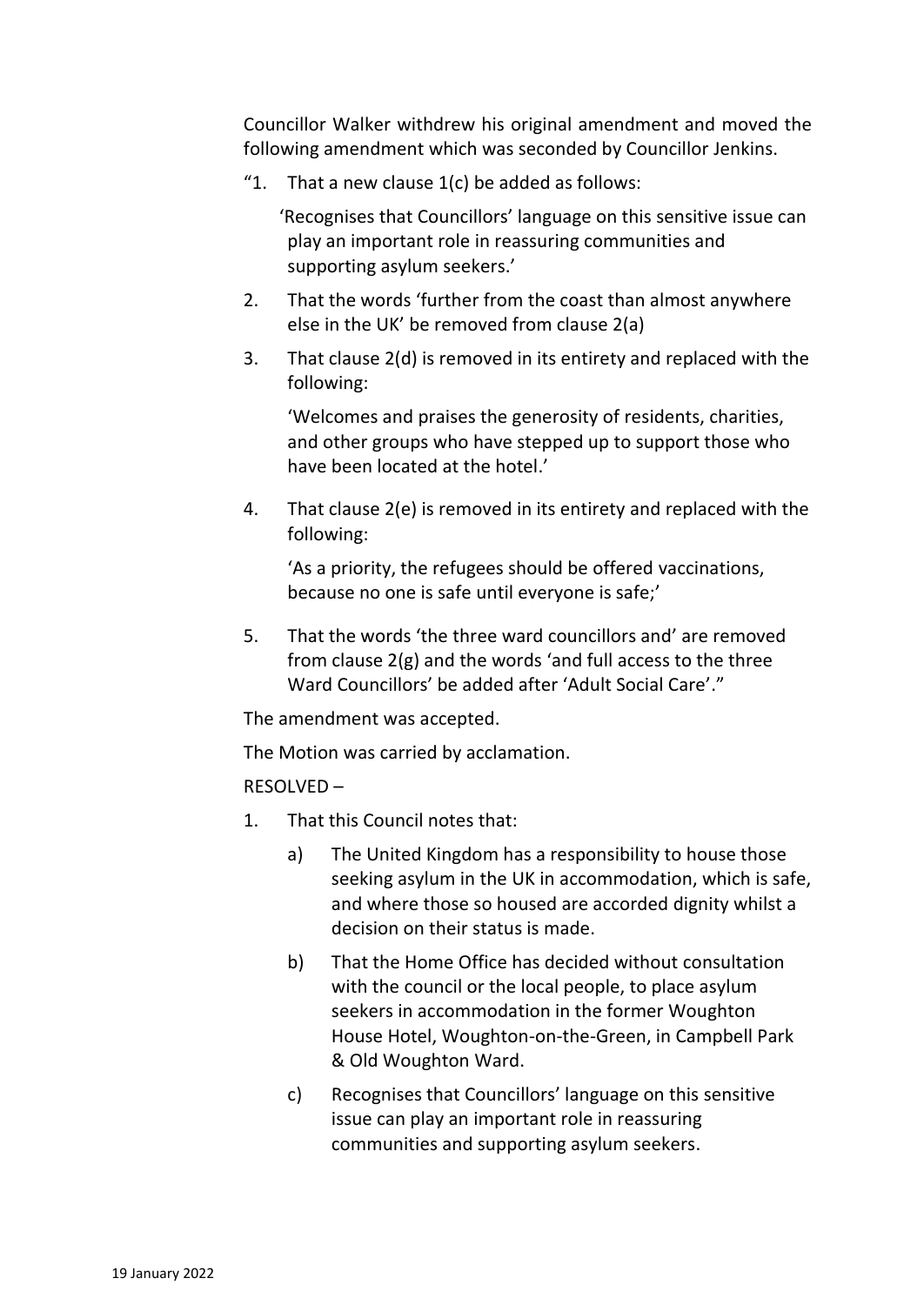Councillor Walker withdrew his original amendment and moved the following amendment which was seconded by Councillor Jenkins.

"1. That a new clause 1(c) be added as follows:

'Recognises that Councillors' language on this sensitive issue can play an important role in reassuring communities and supporting asylum seekers.'

2. That the words 'further from the coast than almost anywhere else in the UK' be removed from clause 2(a)

3. That clause 2(d) is removed in its entirety and replaced with the following:

'Welcomes and praises the generosity of residents, charities, and other groups who have stepped up to support those who have been located at the hotel.'

4. That clause 2(e) is removed in its entirety and replaced with the following:

'As a priority, the refugees should be offered vaccinations, because no one is safe until everyone is safe;'

5. That the words 'the three ward councillors and' are removed from clause 2(g) and the words 'and full access to the three Ward Councillors' be added after 'Adult Social Care'."

The amendment was accepted.

The Motion was carried by acclamation.

RESOLVED –

1. That this Council notes that:

    a) The United Kingdom has a responsibility to house those seeking asylum in the UK in accommodation, which is safe, and where those so housed are accorded dignity whilst a decision on their status is made.

    b) That the Home Office has decided without consultation with the council or the local people, to place asylum seekers in accommodation in the former Woughton House Hotel, Woughton-on-the-Green, in Campbell Park & Old Woughton Ward.

    c) Recognises that Councillors' language on this sensitive issue can play an important role in reassuring communities and supporting asylum seekers.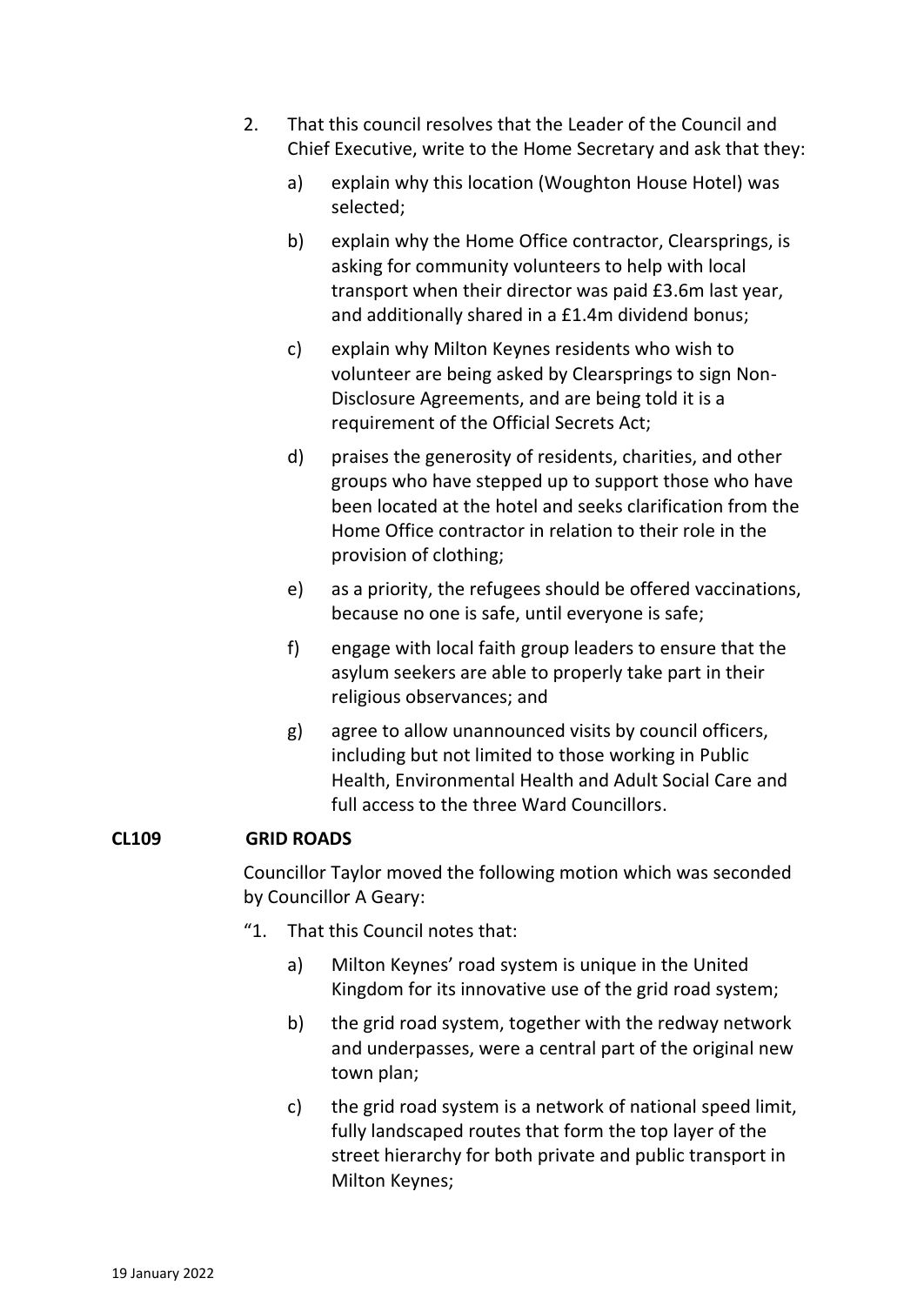2. That this council resolves that the Leader of the Council and Chief Executive, write to the Home Secretary and ask that they:

   a) explain why this location (Woughton House Hotel) was selected;

   b) explain why the Home Office contractor, Clearsprings, is asking for community volunteers to help with local transport when their director was paid £3.6m last year, and additionally shared in a £1.4m dividend bonus;

   c) explain why Milton Keynes residents who wish to volunteer are being asked by Clearsprings to sign Non-Disclosure Agreements, and are being told it is a requirement of the Official Secrets Act;

   d) praises the generosity of residents, charities, and other groups who have stepped up to support those who have been located at the hotel and seeks clarification from the Home Office contractor in relation to their role in the provision of clothing;

   e) as a priority, the refugees should be offered vaccinations, because no one is safe, until everyone is safe;

   f) engage with local faith group leaders to ensure that the asylum seekers are able to properly take part in their religious observances; and

   g) agree to allow unannounced visits by council officers, including but not limited to those working in Public Health, Environmental Health and Adult Social Care and full access to the three Ward Councillors.

**CL109 GRID ROADS**

Councillor Taylor moved the following motion which was seconded by Councillor A Geary:

"1. That this Council notes that:

   a) Milton Keynes' road system is unique in the United Kingdom for its innovative use of the grid road system;

   b) the grid road system, together with the redway network and underpasses, were a central part of the original new town plan;

   c) the grid road system is a network of national speed limit, fully landscaped routes that form the top layer of the street hierarchy for both private and public transport in Milton Keynes;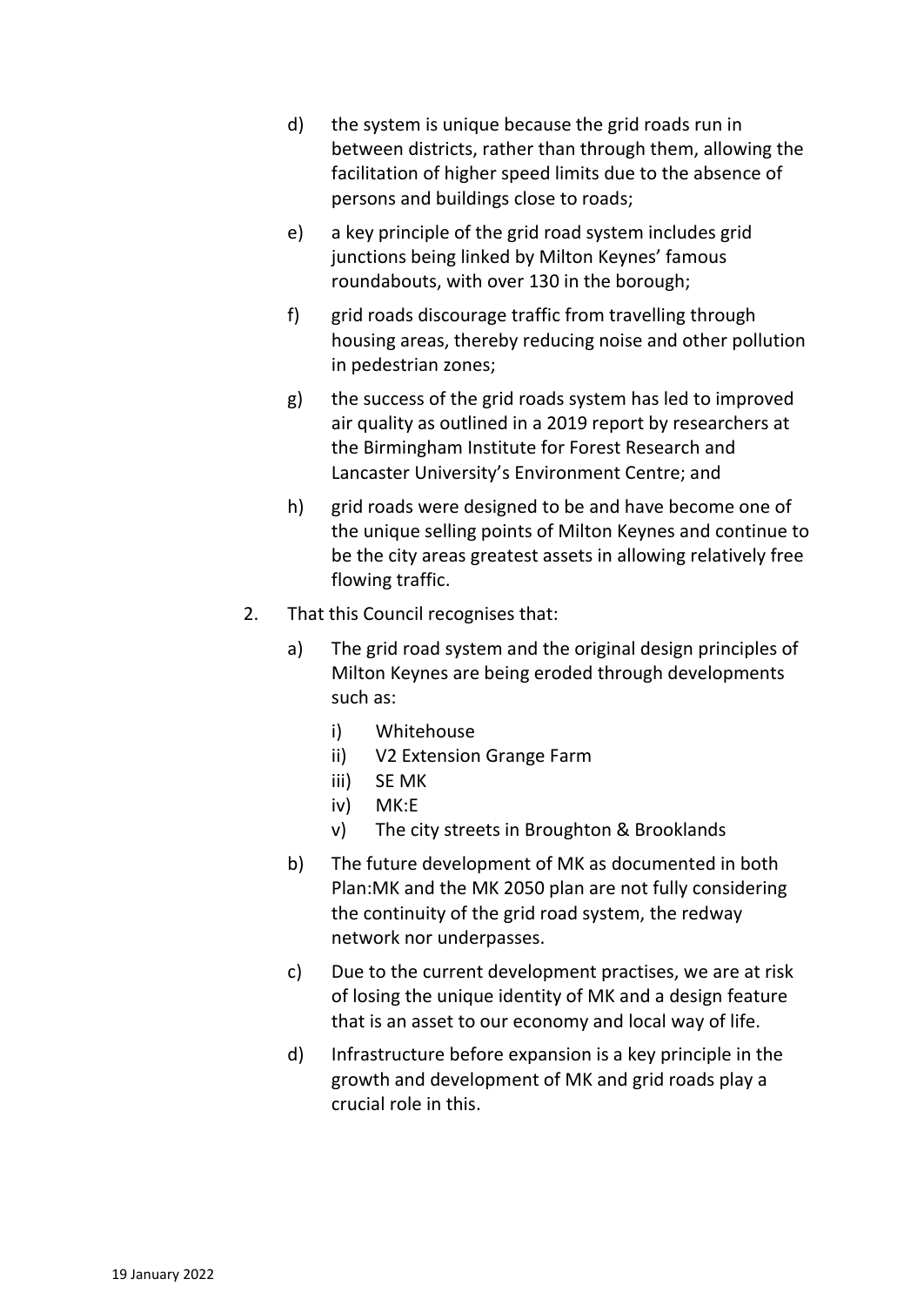d) the system is unique because the grid roads run in between districts, rather than through them, allowing the facilitation of higher speed limits due to the absence of persons and buildings close to roads;

e) a key principle of the grid road system includes grid junctions being linked by Milton Keynes' famous roundabouts, with over 130 in the borough;

f) grid roads discourage traffic from travelling through housing areas, thereby reducing noise and other pollution in pedestrian zones;

g) the success of the grid roads system has led to improved air quality as outlined in a 2019 report by researchers at the Birmingham Institute for Forest Research and Lancaster University's Environment Centre; and

h) grid roads were designed to be and have become one of the unique selling points of Milton Keynes and continue to be the city areas greatest assets in allowing relatively free flowing traffic.

2. That this Council recognises that:

   a) The grid road system and the original design principles of Milton Keynes are being eroded through developments such as:

      i) Whitehouse
      ii) V2 Extension Grange Farm
      iii) SE MK
      iv) MK:E
      v) The city streets in Broughton & Brooklands

   b) The future development of MK as documented in both Plan:MK and the MK 2050 plan are not fully considering the continuity of the grid road system, the redway network nor underpasses.

   c) Due to the current development practises, we are at risk of losing the unique identity of MK and a design feature that is an asset to our economy and local way of life.

   d) Infrastructure before expansion is a key principle in the growth and development of MK and grid roads play a crucial role in this.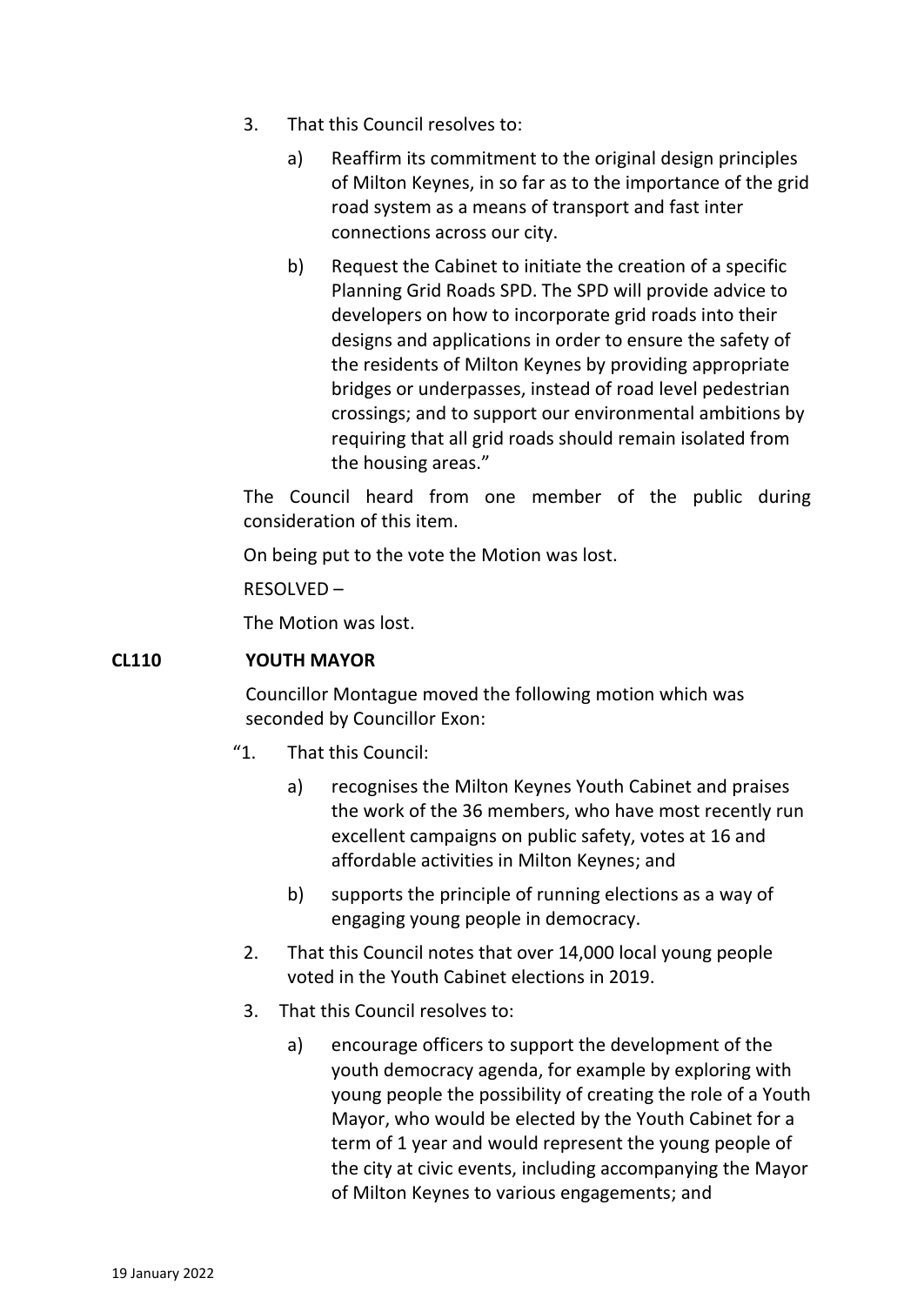3. That this Council resolves to:

   a) Reaffirm its commitment to the original design principles of Milton Keynes, in so far as to the importance of the grid road system as a means of transport and fast inter connections across our city.

   b) Request the Cabinet to initiate the creation of a specific Planning Grid Roads SPD. The SPD will provide advice to developers on how to incorporate grid roads into their designs and applications in order to ensure the safety of the residents of Milton Keynes by providing appropriate bridges or underpasses, instead of road level pedestrian crossings; and to support our environmental ambitions by requiring that all grid roads should remain isolated from the housing areas."

The Council heard from one member of the public during consideration of this item.

On being put to the vote the Motion was lost.

RESOLVED –

The Motion was lost.

**CL110 YOUTH MAYOR**

Councillor Montague moved the following motion which was seconded by Councillor Exon:

"1. That this Council:

   a) recognises the Milton Keynes Youth Cabinet and praises the work of the 36 members, who have most recently run excellent campaigns on public safety, votes at 16 and affordable activities in Milton Keynes; and

   b) supports the principle of running elections as a way of engaging young people in democracy.

2. That this Council notes that over 14,000 local young people voted in the Youth Cabinet elections in 2019.

3. That this Council resolves to:

   a) encourage officers to support the development of the youth democracy agenda, for example by exploring with young people the possibility of creating the role of a Youth Mayor, who would be elected by the Youth Cabinet for a term of 1 year and would represent the young people of the city at civic events, including accompanying the Mayor of Milton Keynes to various engagements; and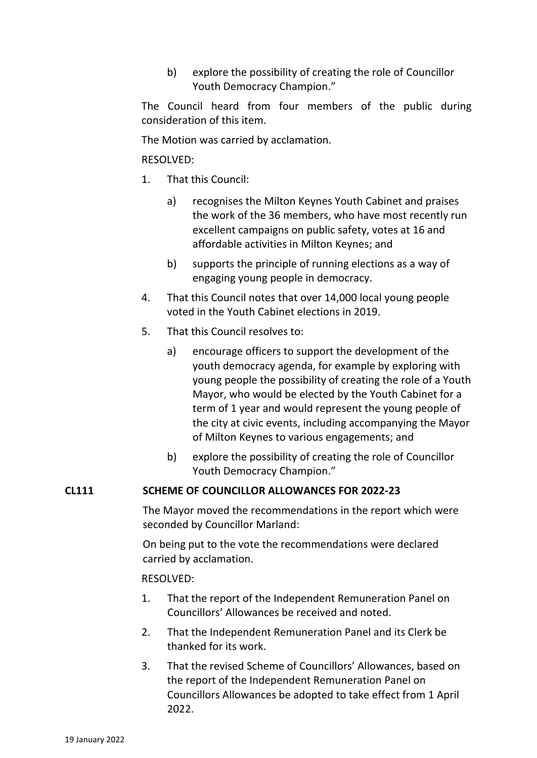b) explore the possibility of creating the role of Councillor Youth Democracy Champion."

The Council heard from four members of the public during consideration of this item.

The Motion was carried by acclamation.

RESOLVED:

1. That this Council:

   a) recognises the Milton Keynes Youth Cabinet and praises the work of the 36 members, who have most recently run excellent campaigns on public safety, votes at 16 and affordable activities in Milton Keynes; and

   b) supports the principle of running elections as a way of engaging young people in democracy.

4. That this Council notes that over 14,000 local young people voted in the Youth Cabinet elections in 2019.

5. That this Council resolves to:

   a) encourage officers to support the development of the youth democracy agenda, for example by exploring with young people the possibility of creating the role of a Youth Mayor, who would be elected by the Youth Cabinet for a term of 1 year and would represent the young people of the city at civic events, including accompanying the Mayor of Milton Keynes to various engagements; and

   b) explore the possibility of creating the role of Councillor Youth Democracy Champion."

**CL111 SCHEME OF COUNCILLOR ALLOWANCES FOR 2022-23**

The Mayor moved the recommendations in the report which were seconded by Councillor Marland:

On being put to the vote the recommendations were declared carried by acclamation.

RESOLVED:

1. That the report of the Independent Remuneration Panel on Councillors' Allowances be received and noted.

2. That the Independent Remuneration Panel and its Clerk be thanked for its work.

3. That the revised Scheme of Councillors' Allowances, based on the report of the Independent Remuneration Panel on Councillors Allowances be adopted to take effect from 1 April 2022.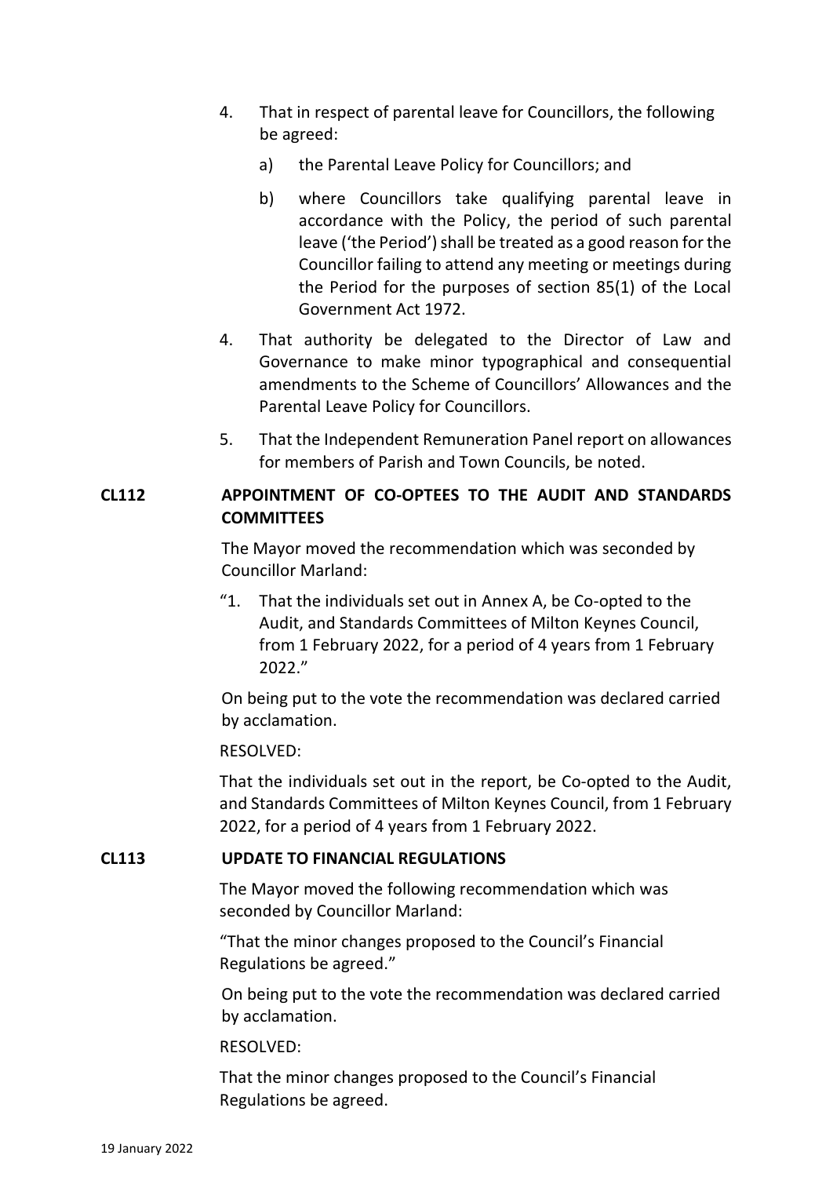4. That in respect of parental leave for Councillors, the following be agreed:

    a) the Parental Leave Policy for Councillors; and

    b) where Councillors take qualifying parental leave in accordance with the Policy, the period of such parental leave ('the Period') shall be treated as a good reason for the Councillor failing to attend any meeting or meetings during the Period for the purposes of section 85(1) of the Local Government Act 1972.

4. That authority be delegated to the Director of Law and Governance to make minor typographical and consequential amendments to the Scheme of Councillors' Allowances and the Parental Leave Policy for Councillors.

5. That the Independent Remuneration Panel report on allowances for members of Parish and Town Councils, be noted.

**CL112 APPOINTMENT OF CO-OPTEES TO THE AUDIT AND STANDARDS COMMITTEES**

The Mayor moved the recommendation which was seconded by Councillor Marland:

"1. That the individuals set out in Annex A, be Co-opted to the Audit, and Standards Committees of Milton Keynes Council, from 1 February 2022, for a period of 4 years from 1 February 2022."

On being put to the vote the recommendation was declared carried by acclamation.

RESOLVED:

That the individuals set out in the report, be Co-opted to the Audit, and Standards Committees of Milton Keynes Council, from 1 February 2022, for a period of 4 years from 1 February 2022.

**CL113 UPDATE TO FINANCIAL REGULATIONS**

The Mayor moved the following recommendation which was seconded by Councillor Marland:

"That the minor changes proposed to the Council's Financial Regulations be agreed."

On being put to the vote the recommendation was declared carried by acclamation.

RESOLVED:

That the minor changes proposed to the Council's Financial Regulations be agreed.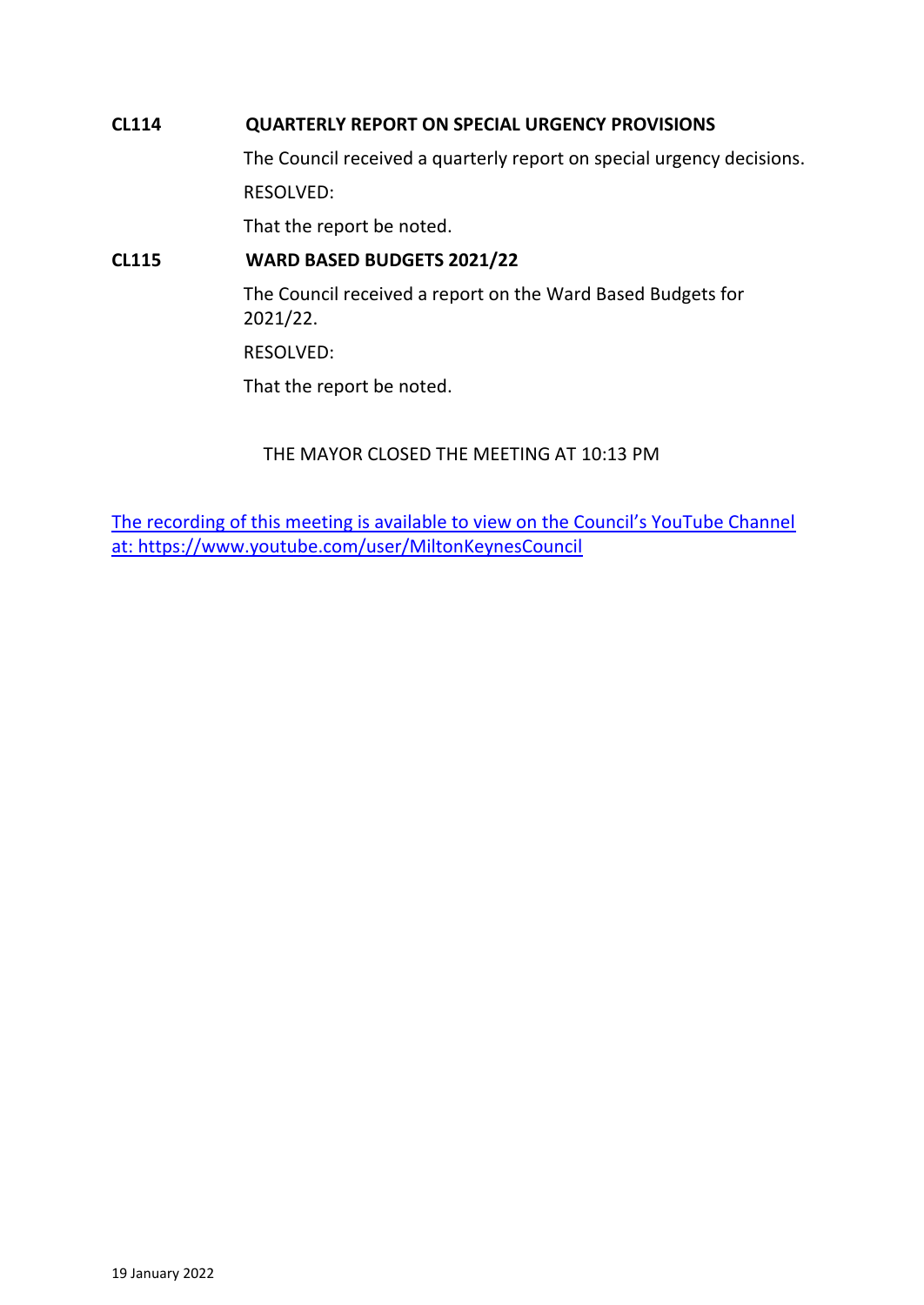**CL114 QUARTERLY REPORT ON SPECIAL URGENCY PROVISIONS**

The Council received a quarterly report on special urgency decisions.

RESOLVED:

That the report be noted.

**CL115 WARD BASED BUDGETS 2021/22**

The Council received a report on the Ward Based Budgets for 2021/22.

RESOLVED:

That the report be noted.

THE MAYOR CLOSED THE MEETING AT 10:13 PM

[The recording of this meeting is available to view on the Council's YouTube Channel at: https://www.youtube.com/user/MiltonKeynesCouncil](https://www.youtube.com/user/MiltonKeynesCouncil)

19 January 2022